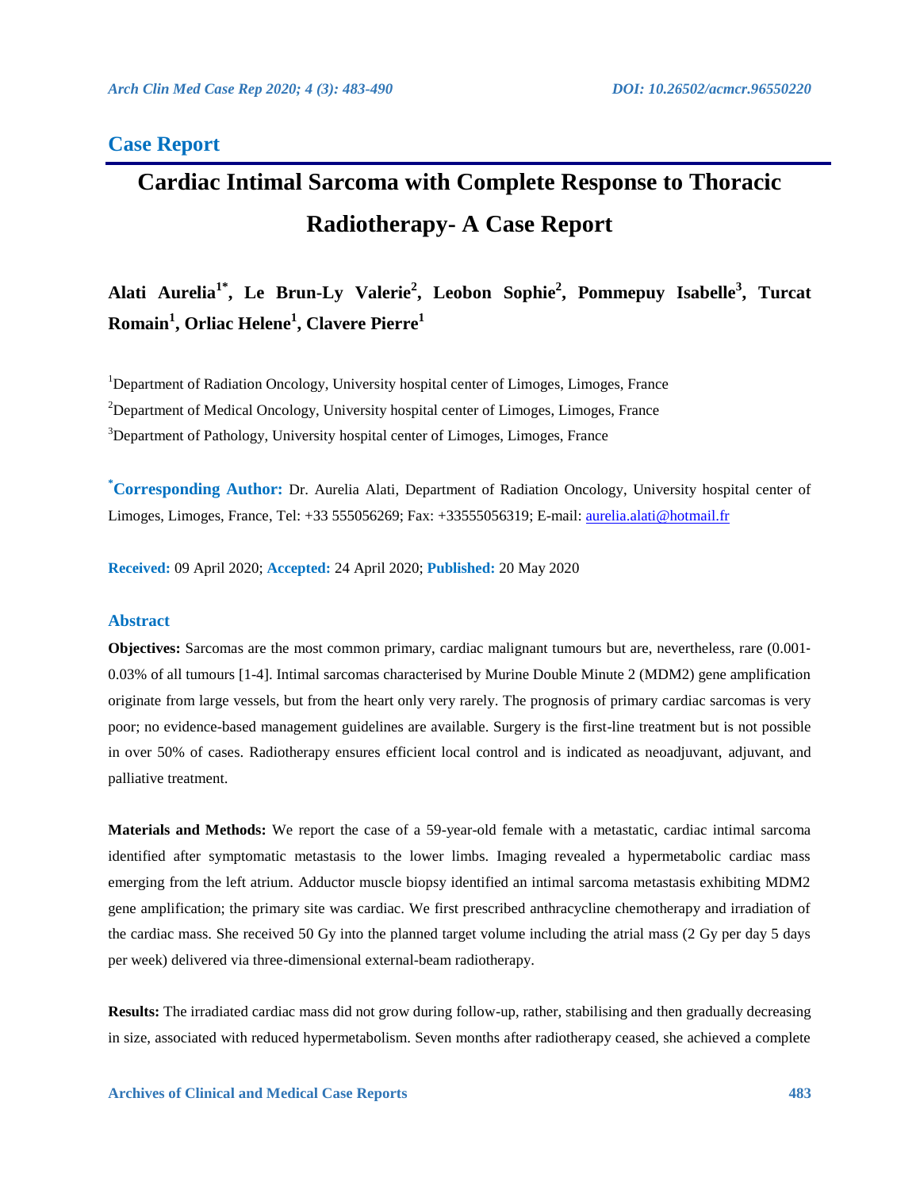## Case Report

# Cardiac Intimal Sarcoma with Complete Response to Thoracic Radiotherapy- A Case Report

**Alati Aurelia[1*], Le Brun-Ly Valerie[2], Leobon Sophie[2], Pommepuy Isabelle[3], Turcat Romain[1], Orliac Helene[1], Clavere Pierre[1]**

[1]Department of Radiation Oncology, University hospital center of Limoges, Limoges, France

[2]Department of Medical Oncology, University hospital center of Limoges, Limoges, France

[3]Department of Pathology, University hospital center of Limoges, Limoges, France

**[*]Corresponding Author:** Dr. Aurelia Alati, Department of Radiation Oncology, University hospital center of Limoges, Limoges, France, Tel: +33 555056269; Fax: +33555056319; E-mail: aurelia.alati@hotmail.fr

**Received:** 09 April 2020; **Accepted:** 24 April 2020; **Published:** 20 May 2020

### Abstract

**Objectives:** Sarcomas are the most common primary, cardiac malignant tumours but are, nevertheless, rare (0.001-0.03% of all tumours [1-4]. Intimal sarcomas characterised by Murine Double Minute 2 (MDM2) gene amplification originate from large vessels, but from the heart only very rarely. The prognosis of primary cardiac sarcomas is very poor; no evidence-based management guidelines are available. Surgery is the first-line treatment but is not possible in over 50% of cases. Radiotherapy ensures efficient local control and is indicated as neoadjuvant, adjuvant, and palliative treatment.

**Materials and Methods:** We report the case of a 59-year-old female with a metastatic, cardiac intimal sarcoma identified after symptomatic metastasis to the lower limbs. Imaging revealed a hypermetabolic cardiac mass emerging from the left atrium. Adductor muscle biopsy identified an intimal sarcoma metastasis exhibiting MDM2 gene amplification; the primary site was cardiac. We first prescribed anthracycline chemotherapy and irradiation of the cardiac mass. She received 50 Gy into the planned target volume including the atrial mass (2 Gy per day 5 days per week) delivered via three-dimensional external-beam radiotherapy.

**Results:** The irradiated cardiac mass did not grow during follow-up, rather, stabilising and then gradually decreasing in size, associated with reduced hypermetabolism. Seven months after radiotherapy ceased, she achieved a complete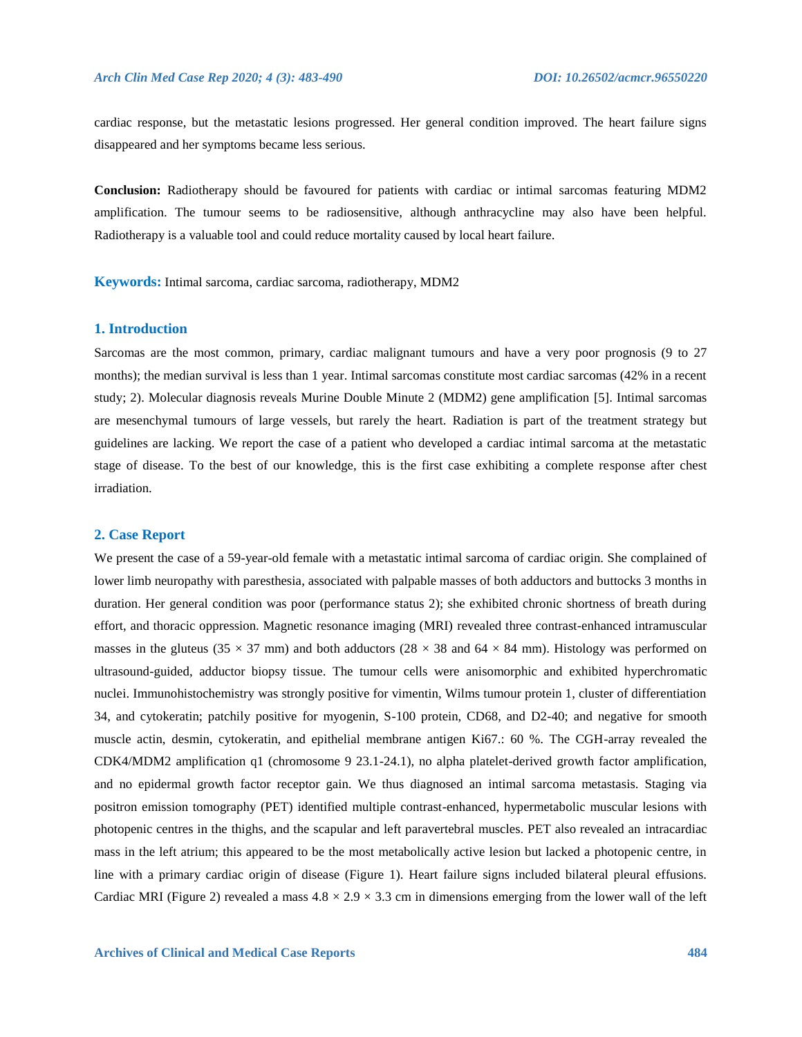cardiac response, but the metastatic lesions progressed. Her general condition improved. The heart failure signs disappeared and her symptoms became less serious.

**Conclusion:** Radiotherapy should be favoured for patients with cardiac or intimal sarcomas featuring MDM2 amplification. The tumour seems to be radiosensitive, although anthracycline may also have been helpful. Radiotherapy is a valuable tool and could reduce mortality caused by local heart failure.

**Keywords:** Intimal sarcoma, cardiac sarcoma, radiotherapy, MDM2

## 1. Introduction

Sarcomas are the most common, primary, cardiac malignant tumours and have a very poor prognosis (9 to 27 months); the median survival is less than 1 year. Intimal sarcomas constitute most cardiac sarcomas (42% in a recent study; 2). Molecular diagnosis reveals Murine Double Minute 2 (MDM2) gene amplification [5]. Intimal sarcomas are mesenchymal tumours of large vessels, but rarely the heart. Radiation is part of the treatment strategy but guidelines are lacking. We report the case of a patient who developed a cardiac intimal sarcoma at the metastatic stage of disease. To the best of our knowledge, this is the first case exhibiting a complete response after chest irradiation.

## 2. Case Report

We present the case of a 59-year-old female with a metastatic intimal sarcoma of cardiac origin. She complained of lower limb neuropathy with paresthesia, associated with palpable masses of both adductors and buttocks 3 months in duration. Her general condition was poor (performance status 2); she exhibited chronic shortness of breath during effort, and thoracic oppression. Magnetic resonance imaging (MRI) revealed three contrast-enhanced intramuscular masses in the gluteus (35 × 37 mm) and both adductors (28 × 38 and 64 × 84 mm). Histology was performed on ultrasound-guided, adductor biopsy tissue. The tumour cells were anisomorphic and exhibited hyperchromatic nuclei. Immunohistochemistry was strongly positive for vimentin, Wilms tumour protein 1, cluster of differentiation 34, and cytokeratin; patchily positive for myogenin, S-100 protein, CD68, and D2-40; and negative for smooth muscle actin, desmin, cytokeratin, and epithelial membrane antigen Ki67.: 60 %. The CGH-array revealed the CDK4/MDM2 amplification q1 (chromosome 9 23.1-24.1), no alpha platelet-derived growth factor amplification, and no epidermal growth factor receptor gain. We thus diagnosed an intimal sarcoma metastasis. Staging via positron emission tomography (PET) identified multiple contrast-enhanced, hypermetabolic muscular lesions with photopenic centres in the thighs, and the scapular and left paravertebral muscles. PET also revealed an intracardiac mass in the left atrium; this appeared to be the most metabolically active lesion but lacked a photopenic centre, in line with a primary cardiac origin of disease (Figure 1). Heart failure signs included bilateral pleural effusions. Cardiac MRI (Figure 2) revealed a mass 4.8 × 2.9 × 3.3 cm in dimensions emerging from the lower wall of the left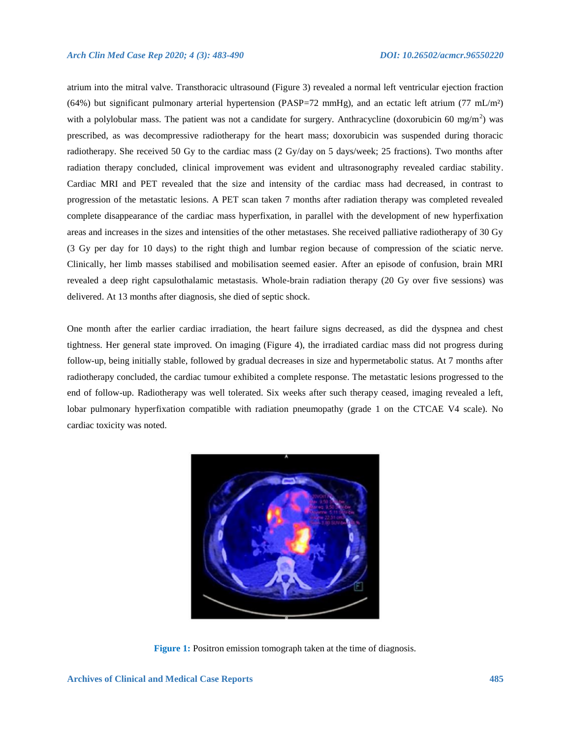atrium into the mitral valve. Transthoracic ultrasound (Figure 3) revealed a normal left ventricular ejection fraction (64%) but significant pulmonary arterial hypertension (PASP=72 mmHg), and an ectatic left atrium (77 mL/m²) with a polylobular mass. The patient was not a candidate for surgery. Anthracycline (doxorubicin 60 mg/m$^2$) was prescribed, as was decompressive radiotherapy for the heart mass; doxorubicin was suspended during thoracic radiotherapy. She received 50 Gy to the cardiac mass (2 Gy/day on 5 days/week; 25 fractions). Two months after radiation therapy concluded, clinical improvement was evident and ultrasonography revealed cardiac stability. Cardiac MRI and PET revealed that the size and intensity of the cardiac mass had decreased, in contrast to progression of the metastatic lesions. A PET scan taken 7 months after radiation therapy was completed revealed complete disappearance of the cardiac mass hyperfixation, in parallel with the development of new hyperfixation areas and increases in the sizes and intensities of the other metastases. She received palliative radiotherapy of 30 Gy (3 Gy per day for 10 days) to the right thigh and lumbar region because of compression of the sciatic nerve. Clinically, her limb masses stabilised and mobilisation seemed easier. After an episode of confusion, brain MRI revealed a deep right capsulothalamic metastasis. Whole-brain radiation therapy (20 Gy over five sessions) was delivered. At 13 months after diagnosis, she died of septic shock.

One month after the earlier cardiac irradiation, the heart failure signs decreased, as did the dyspnea and chest tightness. Her general state improved. On imaging (Figure 4), the irradiated cardiac mass did not progress during follow-up, being initially stable, followed by gradual decreases in size and hypermetabolic status. At 7 months after radiotherapy concluded, the cardiac tumour exhibited a complete response. The metastatic lesions progressed to the end of follow-up. Radiotherapy was well tolerated. Six weeks after such therapy ceased, imaging revealed a left, lobar pulmonary hyperfixation compatible with radiation pneumopathy (grade 1 on the CTCAE V4 scale). No cardiac toxicity was noted.

**Figure 1:** Positron emission tomograph taken at the time of diagnosis.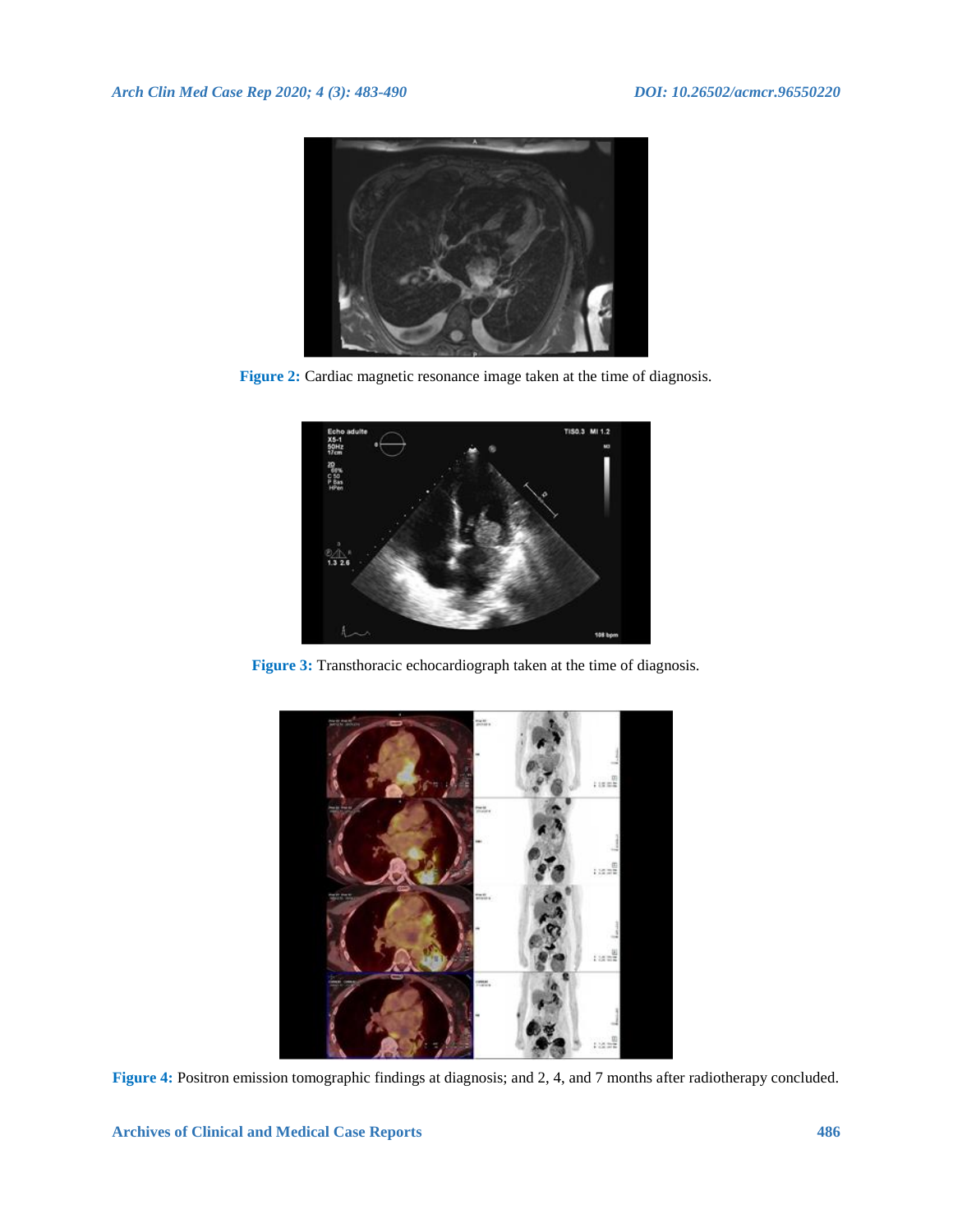**Figure 2:** Cardiac magnetic resonance image taken at the time of diagnosis.

**Figure 3:** Transthoracic echocardiograph taken at the time of diagnosis.

**Figure 4:** Positron emission tomographic findings at diagnosis; and 2, 4, and 7 months after radiotherapy concluded.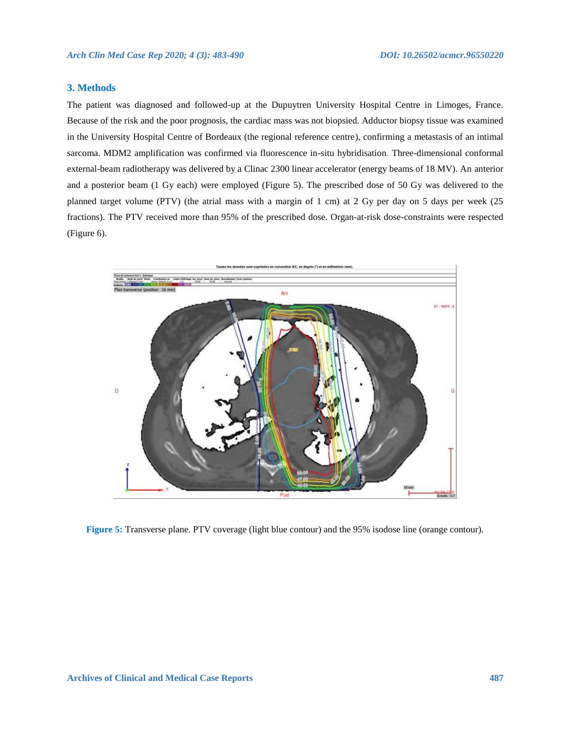## 3. Methods

The patient was diagnosed and followed-up at the Dupuytren University Hospital Centre in Limoges, France. Because of the risk and the poor prognosis, the cardiac mass was not biopsied. Adductor biopsy tissue was examined in the University Hospital Centre of Bordeaux (the regional reference centre), confirming a metastasis of an intimal sarcoma. MDM2 amplification was confirmed via fluorescence in-situ hybridisation. Three-dimensional conformal external-beam radiotherapy was delivered by a Clinac 2300 linear accelerator (energy beams of 18 MV). An anterior and a posterior beam (1 Gy each) were employed (Figure 5). The prescribed dose of 50 Gy was delivered to the planned target volume (PTV) (the atrial mass with a margin of 1 cm) at 2 Gy per day on 5 days per week (25 fractions). The PTV received more than 95% of the prescribed dose. Organ-at-risk dose-constraints were respected (Figure 6).

**Figure 5:** Transverse plane. PTV coverage (light blue contour) and the 95% isodose line (orange contour).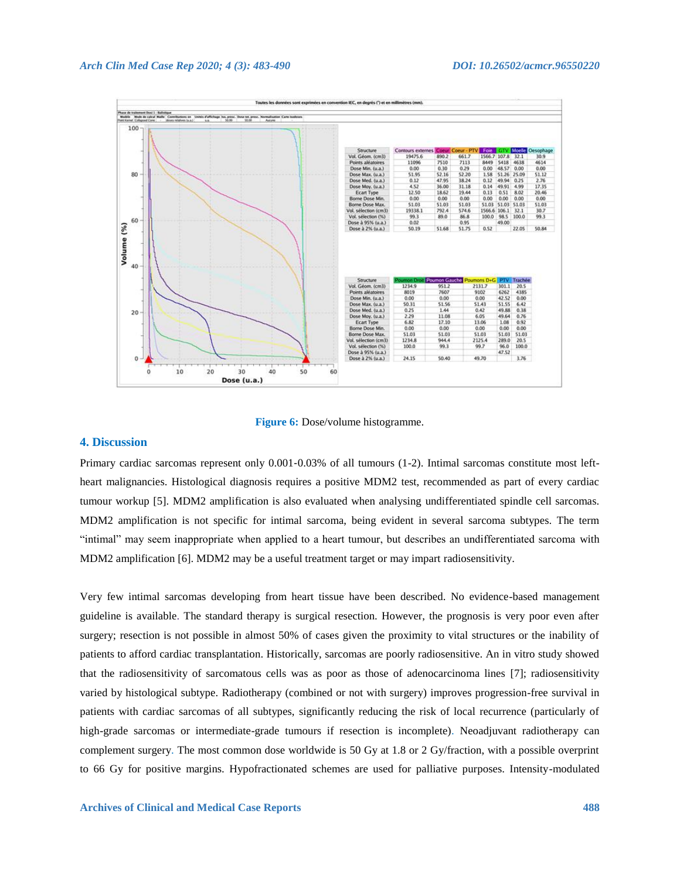Figure 6: Dose/volume histogramme.

## 4. Discussion

Primary cardiac sarcomas represent only 0.001-0.03% of all tumours (1-2). Intimal sarcomas constitute most left-heart malignancies. Histological diagnosis requires a positive MDM2 test, recommended as part of every cardiac tumour workup [5]. MDM2 amplification is also evaluated when analysing undifferentiated spindle cell sarcomas. MDM2 amplification is not specific for intimal sarcoma, being evident in several sarcoma subtypes. The term "intimal" may seem inappropriate when applied to a heart tumour, but describes an undifferentiated sarcoma with MDM2 amplification [6]. MDM2 may be a useful treatment target or may impart radiosensitivity.

Very few intimal sarcomas developing from heart tissue have been described. No evidence-based management guideline is available. The standard therapy is surgical resection. However, the prognosis is very poor even after surgery; resection is not possible in almost 50% of cases given the proximity to vital structures or the inability of patients to afford cardiac transplantation. Historically, sarcomas are poorly radiosensitive. An in vitro study showed that the radiosensitivity of sarcomatous cells was as poor as those of adenocarcinoma lines [7]; radiosensitivity varied by histological subtype. Radiotherapy (combined or not with surgery) improves progression-free survival in patients with cardiac sarcomas of all subtypes, significantly reducing the risk of local recurrence (particularly of high-grade sarcomas or intermediate-grade tumours if resection is incomplete). Neoadjuvant radiotherapy can complement surgery. The most common dose worldwide is 50 Gy at 1.8 or 2 Gy/fraction, with a possible overprint to 66 Gy for positive margins. Hypofractionated schemes are used for palliative purposes. Intensity-modulated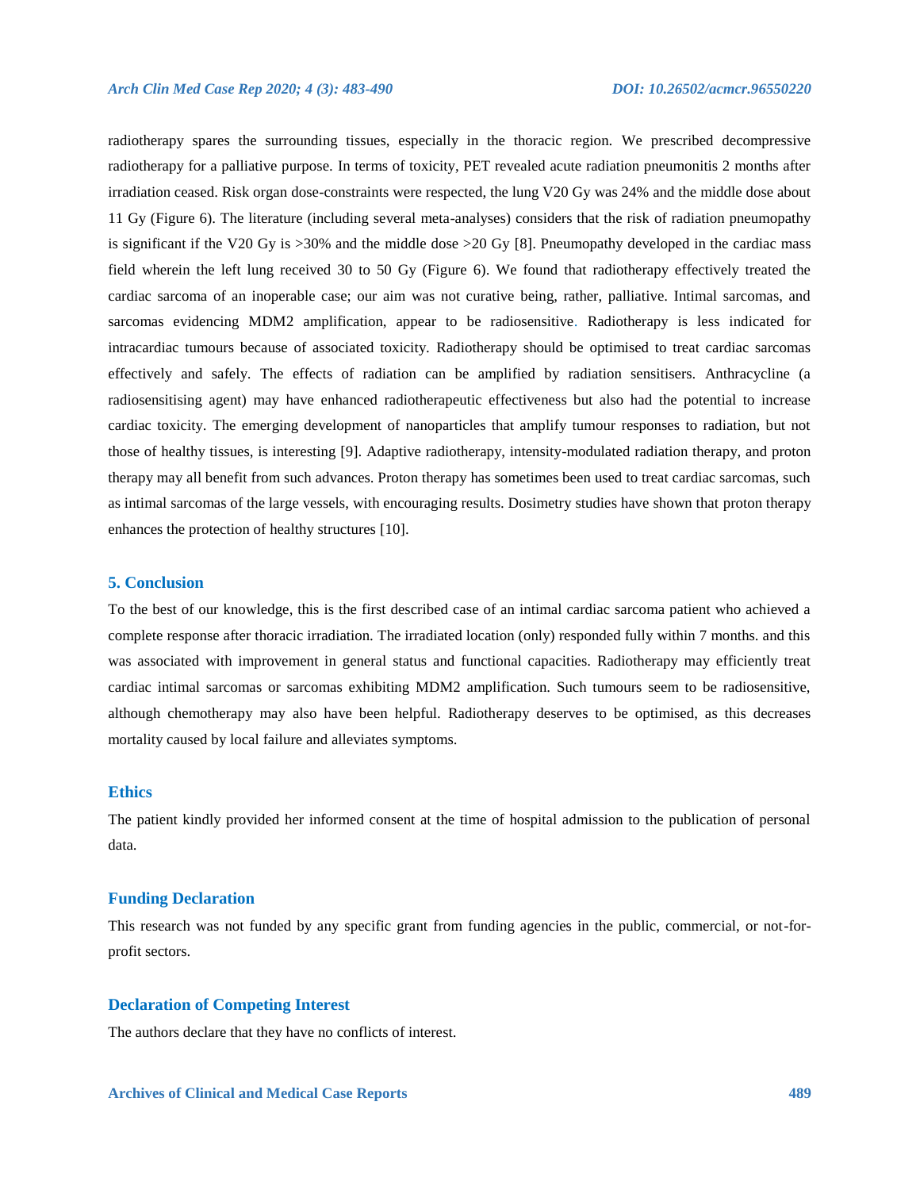radiotherapy spares the surrounding tissues, especially in the thoracic region. We prescribed decompressive radiotherapy for a palliative purpose. In terms of toxicity, PET revealed acute radiation pneumonitis 2 months after irradiation ceased. Risk organ dose-constraints were respected, the lung V20 Gy was 24% and the middle dose about 11 Gy (Figure 6). The literature (including several meta-analyses) considers that the risk of radiation pneumopathy is significant if the V20 Gy is >30% and the middle dose >20 Gy [8]. Pneumopathy developed in the cardiac mass field wherein the left lung received 30 to 50 Gy (Figure 6). We found that radiotherapy effectively treated the cardiac sarcoma of an inoperable case; our aim was not curative being, rather, palliative. Intimal sarcomas, and sarcomas evidencing MDM2 amplification, appear to be radiosensitive. Radiotherapy is less indicated for intracardiac tumours because of associated toxicity. Radiotherapy should be optimised to treat cardiac sarcomas effectively and safely. The effects of radiation can be amplified by radiation sensitisers. Anthracycline (a radiosensitising agent) may have enhanced radiotherapeutic effectiveness but also had the potential to increase cardiac toxicity. The emerging development of nanoparticles that amplify tumour responses to radiation, but not those of healthy tissues, is interesting [9]. Adaptive radiotherapy, intensity-modulated radiation therapy, and proton therapy may all benefit from such advances. Proton therapy has sometimes been used to treat cardiac sarcomas, such as intimal sarcomas of the large vessels, with encouraging results. Dosimetry studies have shown that proton therapy enhances the protection of healthy structures [10].

## 5. Conclusion

To the best of our knowledge, this is the first described case of an intimal cardiac sarcoma patient who achieved a complete response after thoracic irradiation. The irradiated location (only) responded fully within 7 months. and this was associated with improvement in general status and functional capacities. Radiotherapy may efficiently treat cardiac intimal sarcomas or sarcomas exhibiting MDM2 amplification. Such tumours seem to be radiosensitive, although chemotherapy may also have been helpful. Radiotherapy deserves to be optimised, as this decreases mortality caused by local failure and alleviates symptoms.

## Ethics

The patient kindly provided her informed consent at the time of hospital admission to the publication of personal data.

## Funding Declaration

This research was not funded by any specific grant from funding agencies in the public, commercial, or not-for-profit sectors.

## Declaration of Competing Interest

The authors declare that they have no conflicts of interest.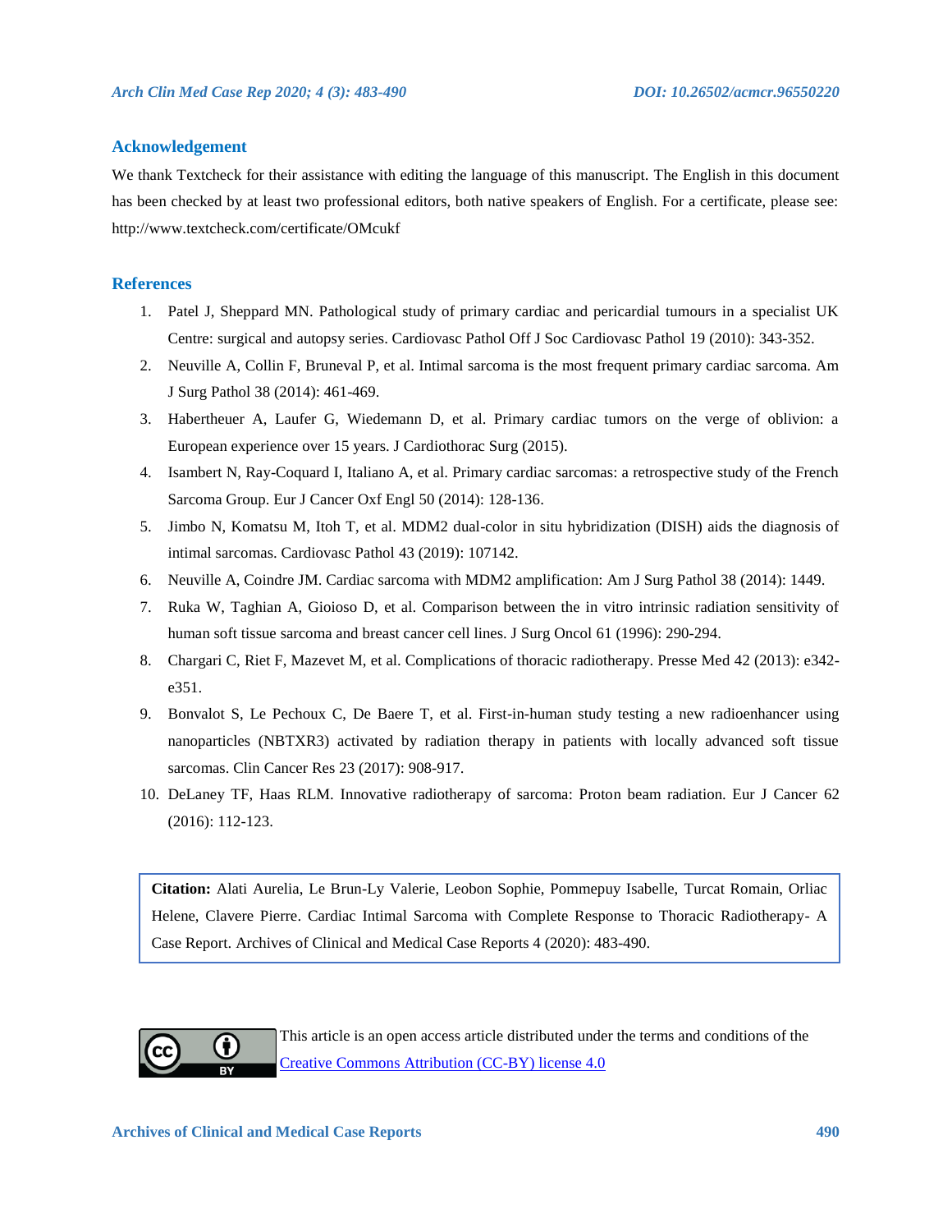## Acknowledgement

We thank Textcheck for their assistance with editing the language of this manuscript. The English in this document has been checked by at least two professional editors, both native speakers of English. For a certificate, please see: http://www.textcheck.com/certificate/OMcukf

## References

1. Patel J, Sheppard MN. Pathological study of primary cardiac and pericardial tumours in a specialist UK Centre: surgical and autopsy series. Cardiovasc Pathol Off J Soc Cardiovasc Pathol 19 (2010): 343-352.
2. Neuville A, Collin F, Bruneval P, et al. Intimal sarcoma is the most frequent primary cardiac sarcoma. Am J Surg Pathol 38 (2014): 461-469.
3. Habertheuer A, Laufer G, Wiedemann D, et al. Primary cardiac tumors on the verge of oblivion: a European experience over 15 years. J Cardiothorac Surg (2015).
4. Isambert N, Ray-Coquard I, Italiano A, et al. Primary cardiac sarcomas: a retrospective study of the French Sarcoma Group. Eur J Cancer Oxf Engl 50 (2014): 128-136.
5. Jimbo N, Komatsu M, Itoh T, et al. MDM2 dual-color in situ hybridization (DISH) aids the diagnosis of intimal sarcomas. Cardiovasc Pathol 43 (2019): 107142.
6. Neuville A, Coindre JM. Cardiac sarcoma with MDM2 amplification: Am J Surg Pathol 38 (2014): 1449.
7. Ruka W, Taghian A, Gioioso D, et al. Comparison between the in vitro intrinsic radiation sensitivity of human soft tissue sarcoma and breast cancer cell lines. J Surg Oncol 61 (1996): 290-294.
8. Chargari C, Riet F, Mazevet M, et al. Complications of thoracic radiotherapy. Presse Med 42 (2013): e342-e351.
9. Bonvalot S, Le Pechoux C, De Baere T, et al. First-in-human study testing a new radioenhancer using nanoparticles (NBTXR3) activated by radiation therapy in patients with locally advanced soft tissue sarcomas. Clin Cancer Res 23 (2017): 908-917.
10. DeLaney TF, Haas RLM. Innovative radiotherapy of sarcoma: Proton beam radiation. Eur J Cancer 62 (2016): 112-123.

**Citation:** Alati Aurelia, Le Brun-Ly Valerie, Leobon Sophie, Pommepuy Isabelle, Turcat Romain, Orliac Helene, Clavere Pierre. Cardiac Intimal Sarcoma with Complete Response to Thoracic Radiotherapy- A Case Report. Archives of Clinical and Medical Case Reports 4 (2020): 483-490.

This article is an open access article distributed under the terms and conditions of the Creative Commons Attribution (CC-BY) license 4.0